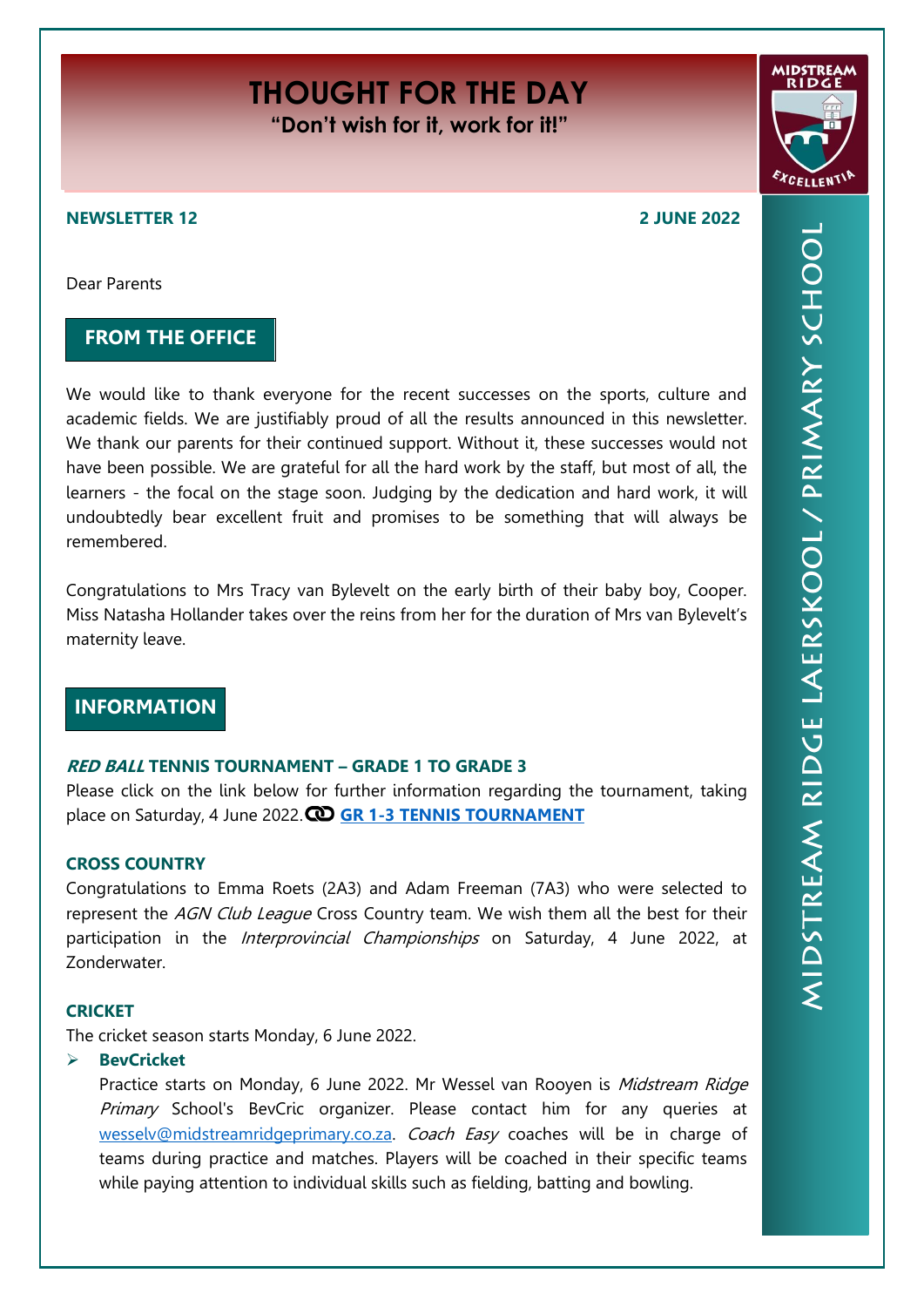# THOUGHT FOR THE DAY

**"Don't wish for it, work for it!"**

**NEWSLETTER 12** **2 JUNE 2022**

Dear Parents

## FROM THE OFFICE

We would like to thank everyone for the recent successes on the sports, culture and academic fields. We are justifiably proud of all the results announced in this newsletter. We thank our parents for their continued support. Without it, these successes would not have been possible. We are grateful for all the hard work by the staff, but most of all, the learners - the focal on the stage soon. Judging by the dedication and hard work, it will undoubtedly bear excellent fruit and promises to be something that will always be remembered.

Congratulations to Mrs Tracy van Bylevelt on the early birth of their baby boy, Cooper. Miss Natasha Hollander takes over the reins from her for the duration of Mrs van Bylevelt's maternity leave.

## INFORMATION

### *RED BALL* TENNIS TOURNAMENT – GRADE 1 TO GRADE 3

Please click on the link below for further information regarding the tournament, taking place on Saturday, 4 June 2022. **GR 1-3 TENNIS TOURNAMENT**

### CROSS COUNTRY

Congratulations to Emma Roets (2A3) and Adam Freeman (7A3) who were selected to represent the *AGN Club League* Cross Country team. We wish them all the best for their participation in the *Interprovincial Championships* on Saturday, 4 June 2022, at Zonderwater.

### CRICKET

The cricket season starts Monday, 6 June 2022.

- **BevCricket**

  Practice starts on Monday, 6 June 2022. Mr Wessel van Rooyen is *Midstream Ridge Primary* School's BevCric organizer. Please contact him for any queries at wesselv@midstreamridgeprimary.co.za. *Coach Easy* coaches will be in charge of teams during practice and matches. Players will be coached in their specific teams while paying attention to individual skills such as fielding, batting and bowling.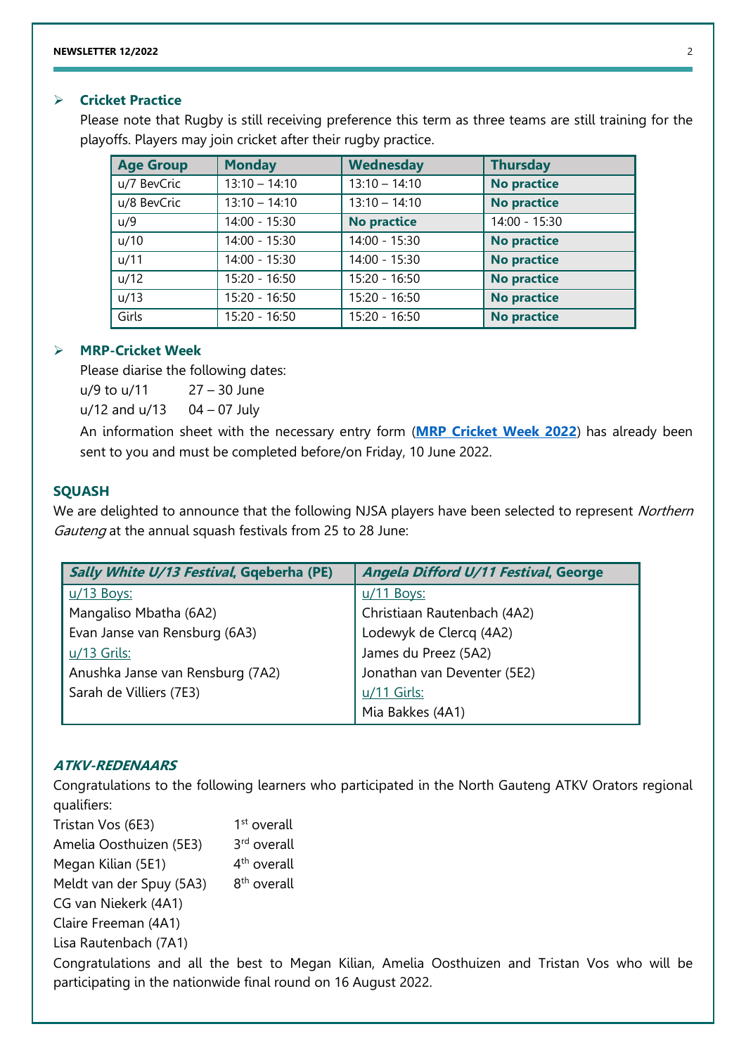- **Cricket Practice**

  Please note that Rugby is still receiving preference this term as three teams are still training for the playoffs. Players may join cricket after their rugby practice.

| Age Group | Monday | Wednesday | Thursday |
|---|---|---|---|
| u/7 BevCric | 13:10 – 14:10 | 13:10 – 14:10 | **No practice** |
| u/8 BevCric | 13:10 – 14:10 | 13:10 – 14:10 | **No practice** |
| u/9 | 14:00 - 15:30 | **No practice** | 14:00 - 15:30 |
| u/10 | 14:00 - 15:30 | 14:00 - 15:30 | **No practice** |
| u/11 | 14:00 - 15:30 | 14:00 - 15:30 | **No practice** |
| u/12 | 15:20 - 16:50 | 15:20 - 16:50 | **No practice** |
| u/13 | 15:20 - 16:50 | 15:20 - 16:50 | **No practice** |
| Girls | 15:20 - 16:50 | 15:20 - 16:50 | **No practice** |

- **MRP-Cricket Week**

  Please diarise the following dates:

  u/9 to u/11 27 – 30 June

  u/12 and u/13 04 – 07 July

  An information sheet with the necessary entry form (**MRP Cricket Week 2022**) has already been sent to you and must be completed before/on Friday, 10 June 2022.

## SQUASH

We are delighted to announce that the following NJSA players have been selected to represent *Northern Gauteng* at the annual squash festivals from 25 to 28 June:

| ***Sally White U/13 Festival*, Gqeberha (PE)** | ***Angela Difford U/11 Festival*, George** |
|---|---|
| u/13 Boys: | u/11 Boys: |
| Mangaliso Mbatha (6A2) | Christiaan Rautenbach (4A2) |
| Evan Janse van Rensburg (6A3) | Lodewyk de Clercq (4A2) |
| u/13 Grils: | James du Preez (5A2) |
| Anushka Janse van Rensburg (7A2) | Jonathan van Deventer (5E2) |
| Sarah de Villiers (7E3) | u/11 Girls: |
| | Mia Bakkes (4A1) |

## *ATKV-REDENAARS*

Congratulations to the following learners who participated in the North Gauteng ATKV Orators regional qualifiers:

Tristan Vos (6E3) 1st overall
Amelia Oosthuizen (5E3) 3rd overall
Megan Kilian (5E1) 4th overall
Meldt van der Spuy (5A3) 8th overall
CG van Niekerk (4A1)
Claire Freeman (4A1)
Lisa Rautenbach (7A1)

Congratulations and all the best to Megan Kilian, Amelia Oosthuizen and Tristan Vos who will be participating in the nationwide final round on 16 August 2022.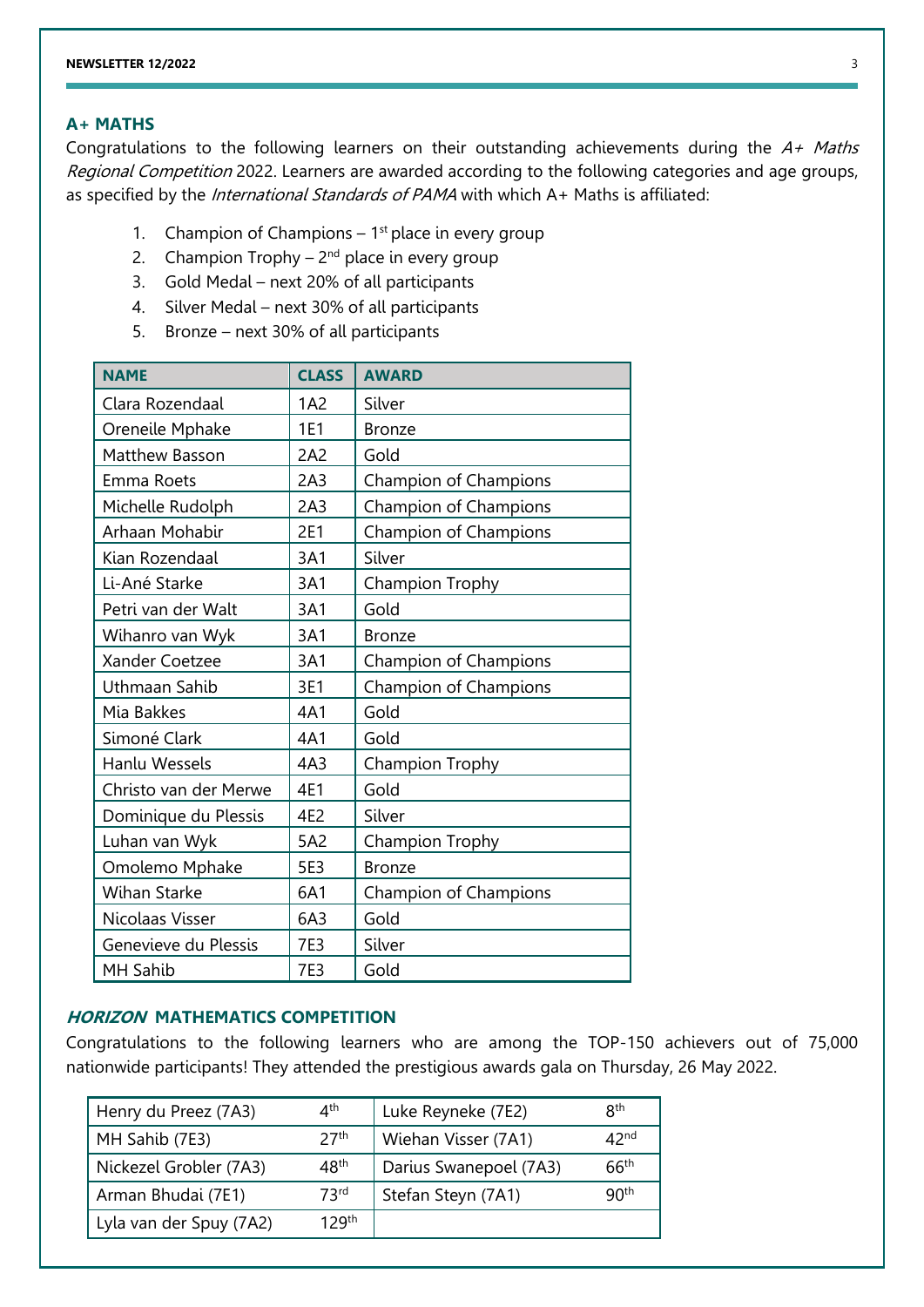## A+ MATHS

Congratulations to the following learners on their outstanding achievements during the *A+ Maths Regional Competition* 2022. Learners are awarded according to the following categories and age groups, as specified by the *International Standards of PAMA* with which A+ Maths is affiliated:

1. Champion of Champions – 1st place in every group
2. Champion Trophy – 2nd place in every group
3. Gold Medal – next 20% of all participants
4. Silver Medal – next 30% of all participants
5. Bronze – next 30% of all participants

| NAME | CLASS | AWARD |
|---|---|---|
| Clara Rozendaal | 1A2 | Silver |
| Oreneile Mphake | 1E1 | Bronze |
| Matthew Basson | 2A2 | Gold |
| Emma Roets | 2A3 | Champion of Champions |
| Michelle Rudolph | 2A3 | Champion of Champions |
| Arhaan Mohabir | 2E1 | Champion of Champions |
| Kian Rozendaal | 3A1 | Silver |
| Li-Ané Starke | 3A1 | Champion Trophy |
| Petri van der Walt | 3A1 | Gold |
| Wihanro van Wyk | 3A1 | Bronze |
| Xander Coetzee | 3A1 | Champion of Champions |
| Uthmaan Sahib | 3E1 | Champion of Champions |
| Mia Bakkes | 4A1 | Gold |
| Simoné Clark | 4A1 | Gold |
| Hanlu Wessels | 4A3 | Champion Trophy |
| Christo van der Merwe | 4E1 | Gold |
| Dominique du Plessis | 4E2 | Silver |
| Luhan van Wyk | 5A2 | Champion Trophy |
| Omolemo Mphake | 5E3 | Bronze |
| Wihan Starke | 6A1 | Champion of Champions |
| Nicolaas Visser | 6A3 | Gold |
| Genevieve du Plessis | 7E3 | Silver |
| MH Sahib | 7E3 | Gold |

## *HORIZON* MATHEMATICS COMPETITION

Congratulations to the following learners who are among the TOP-150 achievers out of 75,000 nationwide participants! They attended the prestigious awards gala on Thursday, 26 May 2022.

| | | | |
|---|---|---|---|
| Henry du Preez (7A3) | 4th | Luke Reyneke (7E2) | 8th |
| MH Sahib (7E3) | 27th | Wiehan Visser (7A1) | 42nd |
| Nickezel Grobler (7A3) | 48th | Darius Swanepoel (7A3) | 66th |
| Arman Bhudai (7E1) | 73rd | Stefan Steyn (7A1) | 90th |
| Lyla van der Spuy (7A2) | 129th | | |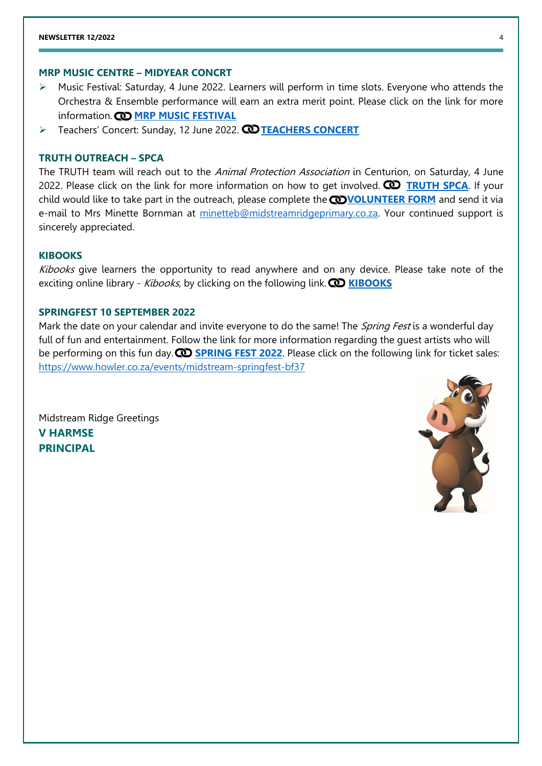### MRP MUSIC CENTRE – MIDYEAR CONCRT

- Music Festival: Saturday, 4 June 2022. Learners will perform in time slots. Everyone who attends the Orchestra & Ensemble performance will earn an extra merit point. Please click on the link for more information. **MRP MUSIC FESTIVAL**
- Teachers' Concert: Sunday, 12 June 2022. **TEACHERS CONCERT**

### TRUTH OUTREACH – SPCA

The TRUTH team will reach out to the *Animal Protection Association* in Centurion, on Saturday, 4 June 2022. Please click on the link for more information on how to get involved. **TRUTH SPCA**. If your child would like to take part in the outreach, please complete the **VOLUNTEER FORM** and send it via e-mail to Mrs Minette Bornman at minetteb@midstreamridgeprimary.co.za. Your continued support is sincerely appreciated.

### KIBOOKS

*Kibooks* give learners the opportunity to read anywhere and on any device. Please take note of the exciting online library - *Kibooks*, by clicking on the following link. **KIBOOKS**

### SPRINGFEST 10 SEPTEMBER 2022

Mark the date on your calendar and invite everyone to do the same! The *Spring Fest* is a wonderful day full of fun and entertainment. Follow the link for more information regarding the guest artists who will be performing on this fun day. **SPRING FEST 2022**. Please click on the following link for ticket sales: https://www.howler.co.za/events/midstream-springfest-bf37

Midstream Ridge Greetings
**V HARMSE**
**PRINCIPAL**